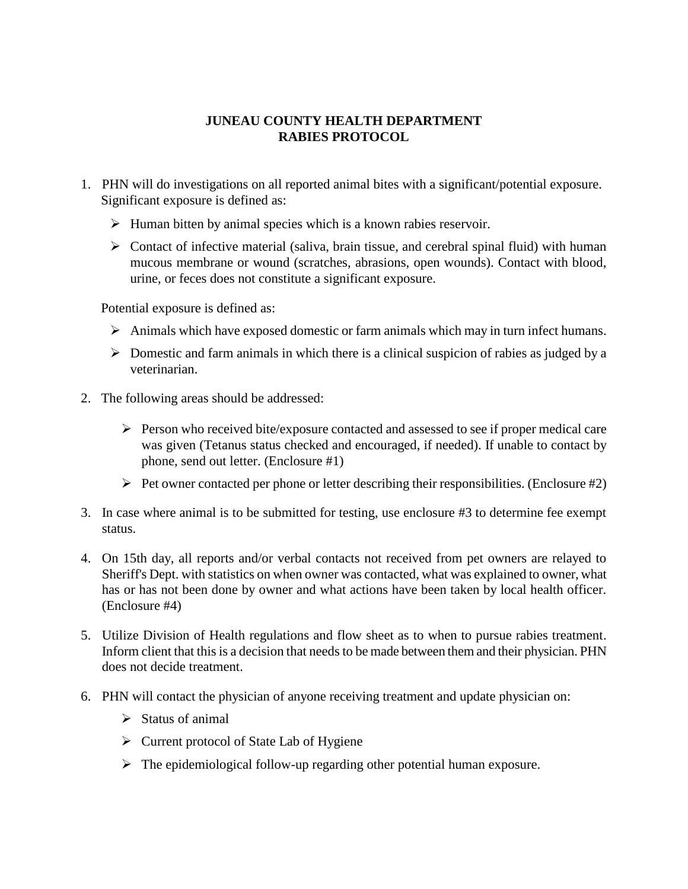# JUNEAU COUNTY HEALTH DEPARTMENT
# RABIES PROTOCOL

1. PHN will do investigations on all reported animal bites with a significant/potential exposure. Significant exposure is defined as:

   - Human bitten by animal species which is a known rabies reservoir.
   - Contact of infective material (saliva, brain tissue, and cerebral spinal fluid) with human mucous membrane or wound (scratches, abrasions, open wounds). Contact with blood, urine, or feces does not constitute a significant exposure.

   Potential exposure is defined as:

   - Animals which have exposed domestic or farm animals which may in turn infect humans.
   - Domestic and farm animals in which there is a clinical suspicion of rabies as judged by a veterinarian.

2. The following areas should be addressed:

   - Person who received bite/exposure contacted and assessed to see if proper medical care was given (Tetanus status checked and encouraged, if needed). If unable to contact by phone, send out letter. (Enclosure #1)
   - Pet owner contacted per phone or letter describing their responsibilities. (Enclosure #2)

3. In case where animal is to be submitted for testing, use enclosure #3 to determine fee exempt status.

4. On 15th day, all reports and/or verbal contacts not received from pet owners are relayed to Sheriff's Dept. with statistics on when owner was contacted, what was explained to owner, what has or has not been done by owner and what actions have been taken by local health officer. (Enclosure #4)

5. Utilize Division of Health regulations and flow sheet as to when to pursue rabies treatment. Inform client that this is a decision that needs to be made between them and their physician. PHN does not decide treatment.

6. PHN will contact the physician of anyone receiving treatment and update physician on:

   - Status of animal
   - Current protocol of State Lab of Hygiene
   - The epidemiological follow-up regarding other potential human exposure.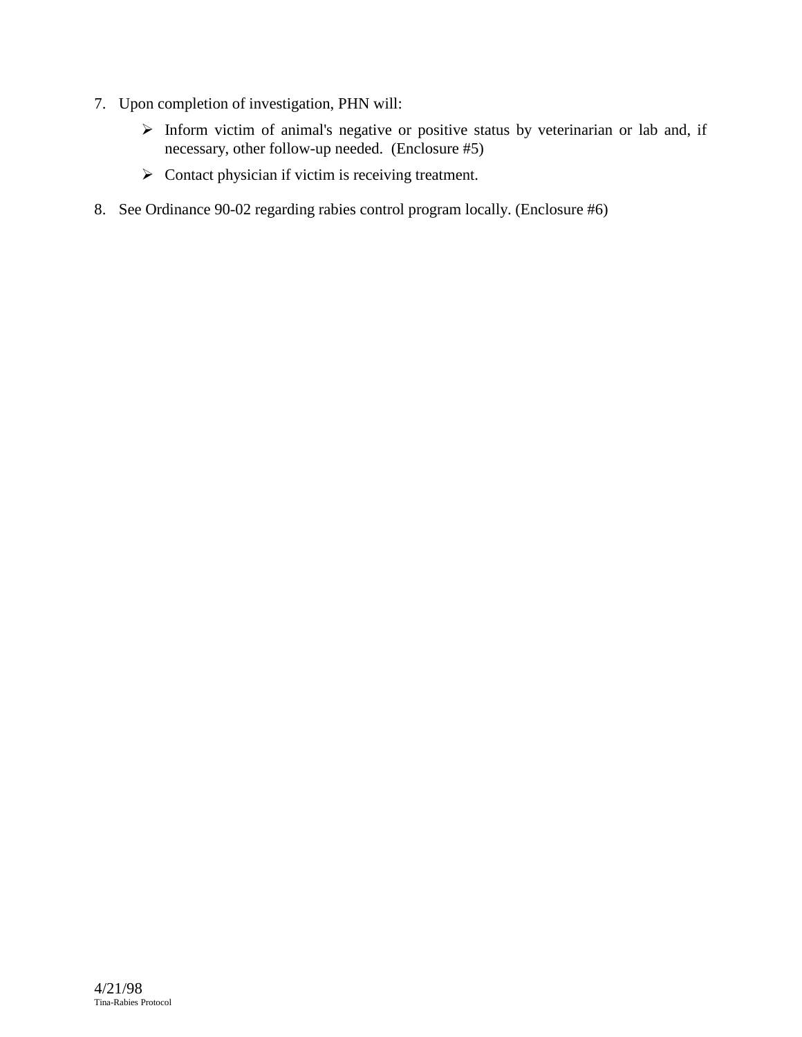7. Upon completion of investigation, PHN will:

   - Inform victim of animal's negative or positive status by veterinarian or lab and, if necessary, other follow-up needed. (Enclosure #5)
   - Contact physician if victim is receiving treatment.

8. See Ordinance 90-02 regarding rabies control program locally. (Enclosure #6)